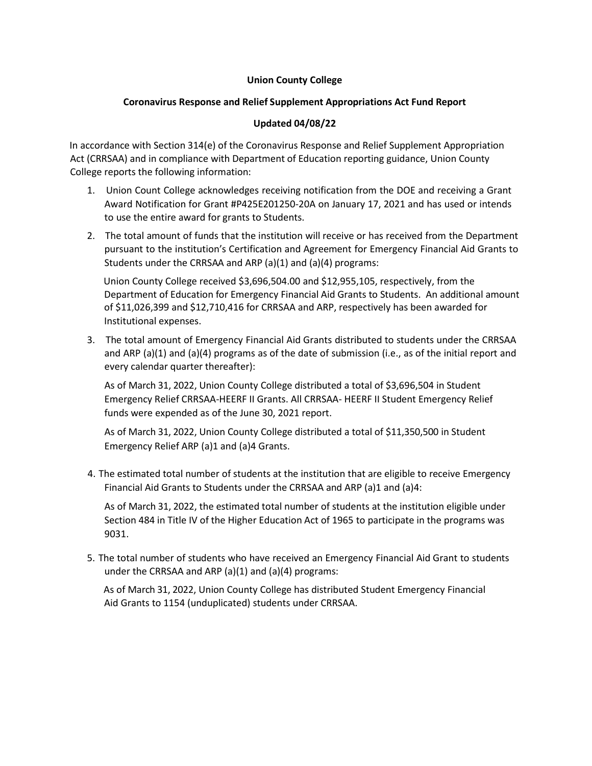**Union County College**

**Coronavirus Response and Relief Supplement Appropriations Act Fund Report**

**Updated 04/08/22**

In accordance with Section 314(e) of the Coronavirus Response and Relief Supplement Appropriation Act (CRRSAA) and in compliance with Department of Education reporting guidance, Union County College reports the following information:

1. Union Count College acknowledges receiving notification from the DOE and receiving a Grant Award Notification for Grant #P425E201250-20A on January 17, 2021 and has used or intends to use the entire award for grants to Students.

2. The total amount of funds that the institution will receive or has received from the Department pursuant to the institution's Certification and Agreement for Emergency Financial Aid Grants to Students under the CRRSAA and ARP (a)(1) and (a)(4) programs:

   Union County College received $3,696,504.00 and $12,955,105, respectively, from the Department of Education for Emergency Financial Aid Grants to Students. An additional amount of $11,026,399 and $12,710,416 for CRRSAA and ARP, respectively has been awarded for Institutional expenses.

3. The total amount of Emergency Financial Aid Grants distributed to students under the CRRSAA and ARP (a)(1) and (a)(4) programs as of the date of submission (i.e., as of the initial report and every calendar quarter thereafter):

   As of March 31, 2022, Union County College distributed a total of $3,696,504 in Student Emergency Relief CRRSAA-HEERF II Grants. All CRRSAA- HEERF II Student Emergency Relief funds were expended as of the June 30, 2021 report.

   As of March 31, 2022, Union County College distributed a total of $11,350,500 in Student Emergency Relief ARP (a)1 and (a)4 Grants.

4. The estimated total number of students at the institution that are eligible to receive Emergency Financial Aid Grants to Students under the CRRSAA and ARP (a)1 and (a)4:

   As of March 31, 2022, the estimated total number of students at the institution eligible under Section 484 in Title IV of the Higher Education Act of 1965 to participate in the programs was 9031.

5. The total number of students who have received an Emergency Financial Aid Grant to students under the CRRSAA and ARP (a)(1) and (a)(4) programs:

   As of March 31, 2022, Union County College has distributed Student Emergency Financial Aid Grants to 1154 (unduplicated) students under CRRSAA.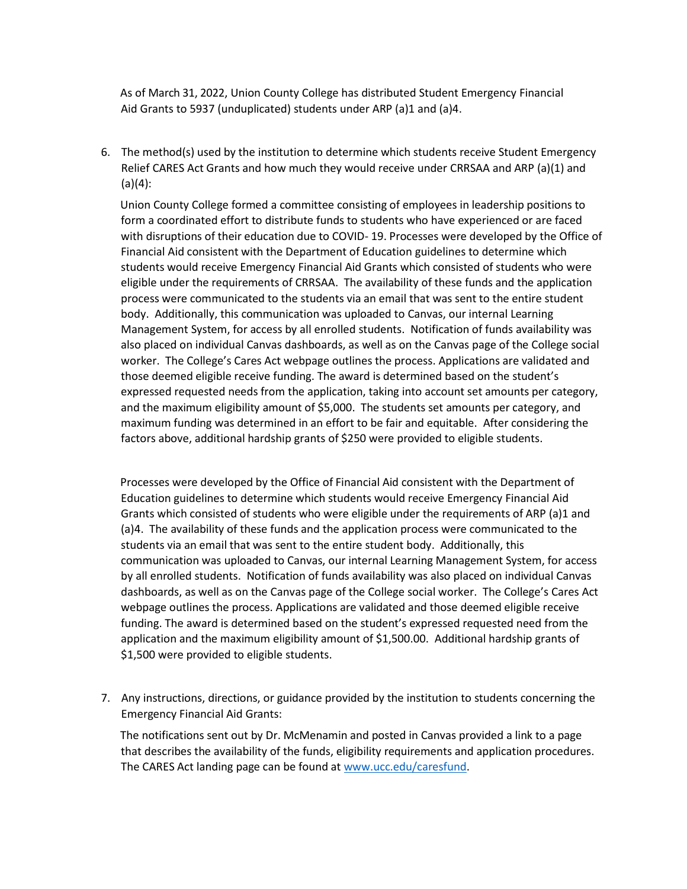As of March 31, 2022, Union County College has distributed Student Emergency Financial Aid Grants to 5937 (unduplicated) students under ARP (a)1 and (a)4.

6. The method(s) used by the institution to determine which students receive Student Emergency Relief CARES Act Grants and how much they would receive under CRRSAA and ARP (a)(1) and (a)(4):

   Union County College formed a committee consisting of employees in leadership positions to form a coordinated effort to distribute funds to students who have experienced or are faced with disruptions of their education due to COVID- 19. Processes were developed by the Office of Financial Aid consistent with the Department of Education guidelines to determine which students would receive Emergency Financial Aid Grants which consisted of students who were eligible under the requirements of CRRSAA. The availability of these funds and the application process were communicated to the students via an email that was sent to the entire student body. Additionally, this communication was uploaded to Canvas, our internal Learning Management System, for access by all enrolled students. Notification of funds availability was also placed on individual Canvas dashboards, as well as on the Canvas page of the College social worker. The College's Cares Act webpage outlines the process. Applications are validated and those deemed eligible receive funding. The award is determined based on the student's expressed requested needs from the application, taking into account set amounts per category, and the maximum eligibility amount of $5,000. The students set amounts per category, and maximum funding was determined in an effort to be fair and equitable. After considering the factors above, additional hardship grants of $250 were provided to eligible students.

   Processes were developed by the Office of Financial Aid consistent with the Department of Education guidelines to determine which students would receive Emergency Financial Aid Grants which consisted of students who were eligible under the requirements of ARP (a)1 and (a)4. The availability of these funds and the application process were communicated to the students via an email that was sent to the entire student body. Additionally, this communication was uploaded to Canvas, our internal Learning Management System, for access by all enrolled students. Notification of funds availability was also placed on individual Canvas dashboards, as well as on the Canvas page of the College social worker. The College's Cares Act webpage outlines the process. Applications are validated and those deemed eligible receive funding. The award is determined based on the student's expressed requested need from the application and the maximum eligibility amount of $1,500.00. Additional hardship grants of $1,500 were provided to eligible students.

7. Any instructions, directions, or guidance provided by the institution to students concerning the Emergency Financial Aid Grants:

   The notifications sent out by Dr. McMenamin and posted in Canvas provided a link to a page that describes the availability of the funds, eligibility requirements and application procedures. The CARES Act landing page can be found at [www.ucc.edu/caresfund](http://www.ucc.edu/caresfund).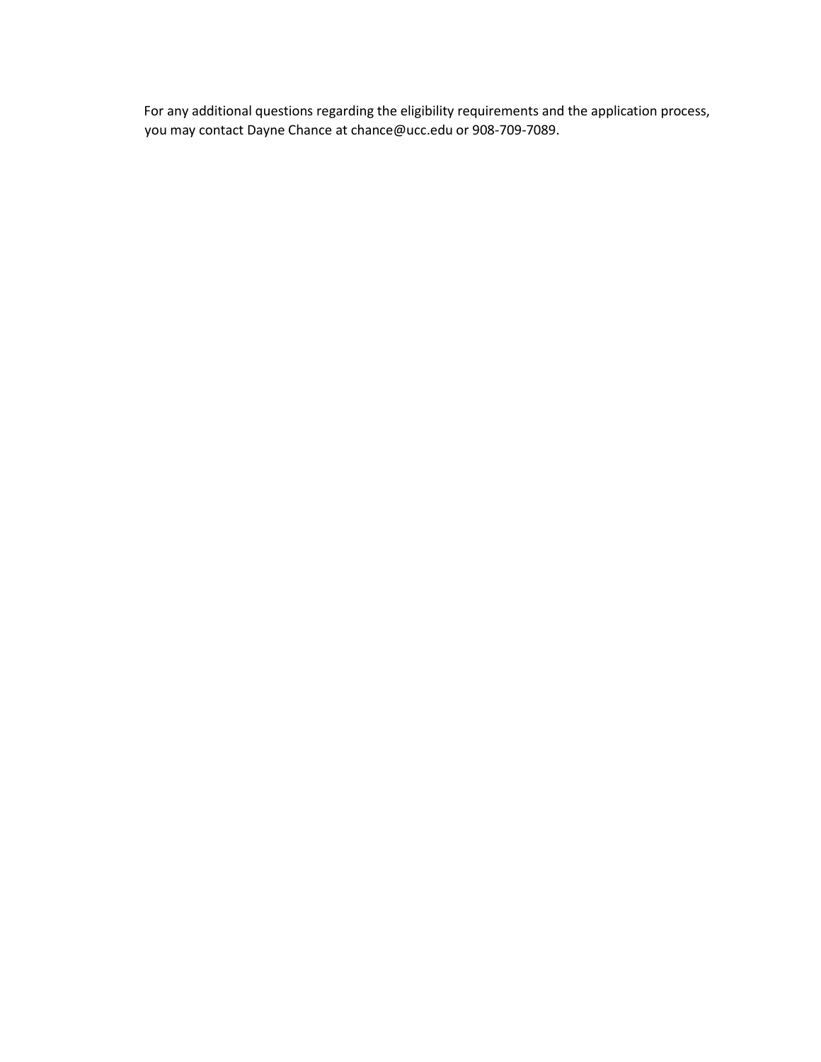For any additional questions regarding the eligibility requirements and the application process, you may contact Dayne Chance at chance@ucc.edu or 908-709-7089.